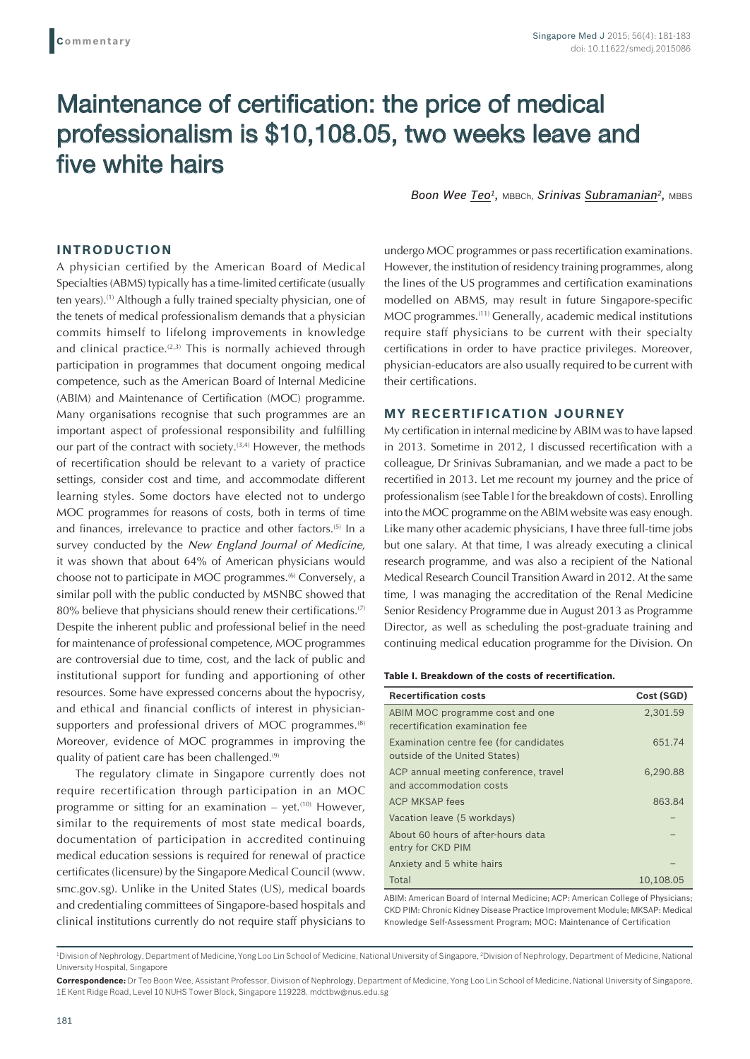Commentary

# Maintenance of certification: the price of medical professionalism is $10,108.05, two weeks leave and five white hairs

*Boon Wee Teo*[1], MBBCh, *Srinivas Subramanian*[2], MBBS

## INTRODUCTION

A physician certified by the American Board of Medical Specialties (ABMS) typically has a time-limited certificate (usually ten years).[1] Although a fully trained specialty physician, one of the tenets of medical professionalism demands that a physician commits himself to lifelong improvements in knowledge and clinical practice.[2,3] This is normally achieved through participation in programmes that document ongoing medical competence, such as the American Board of Internal Medicine (ABIM) and Maintenance of Certification (MOC) programme. Many organisations recognise that such programmes are an important aspect of professional responsibility and fulfilling our part of the contract with society.[3,4] However, the methods of recertification should be relevant to a variety of practice settings, consider cost and time, and accommodate different learning styles. Some doctors have elected not to undergo MOC programmes for reasons of costs, both in terms of time and finances, irrelevance to practice and other factors.[5] In a survey conducted by the *New England Journal of Medicine*, it was shown that about 64% of American physicians would choose not to participate in MOC programmes.[6] Conversely, a similar poll with the public conducted by MSNBC showed that 80% believe that physicians should renew their certifications.[7] Despite the inherent public and professional belief in the need for maintenance of professional competence, MOC programmes are controversial due to time, cost, and the lack of public and institutional support for funding and apportioning of other resources. Some have expressed concerns about the hypocrisy, and ethical and financial conflicts of interest in physician-supporters and professional drivers of MOC programmes.[8] Moreover, evidence of MOC programmes in improving the quality of patient care has been challenged.[9]

The regulatory climate in Singapore currently does not require recertification through participation in an MOC programme or sitting for an examination – yet.[10] However, similar to the requirements of most state medical boards, documentation of participation in accredited continuing medical education sessions is required for renewal of practice certificates (licensure) by the Singapore Medical Council (www.smc.gov.sg). Unlike in the United States (US), medical boards and credentialing committees of Singapore-based hospitals and clinical institutions currently do not require staff physicians to undergo MOC programmes or pass recertification examinations. However, the institution of residency training programmes, along the lines of the US programmes and certification examinations modelled on ABMS, may result in future Singapore-specific MOC programmes.[11] Generally, academic medical institutions require staff physicians to be current with their specialty certifications in order to have practice privileges. Moreover, physician-educators are also usually required to be current with their certifications.

## MY RECERTIFICATION JOURNEY

My certification in internal medicine by ABIM was to have lapsed in 2013. Sometime in 2012, I discussed recertification with a colleague, Dr Srinivas Subramanian, and we made a pact to be recertified in 2013. Let me recount my journey and the price of professionalism (see Table I for the breakdown of costs). Enrolling into the MOC programme on the ABIM website was easy enough. Like many other academic physicians, I have three full-time jobs but one salary. At that time, I was already executing a clinical research programme, and was also a recipient of the National Medical Research Council Transition Award in 2012. At the same time, I was managing the accreditation of the Renal Medicine Senior Residency Programme due in August 2013 as Programme Director, as well as scheduling the post-graduate training and continuing medical education programme for the Division. On

**Table I. Breakdown of the costs of recertification.**

| Recertification costs | Cost (SGD) |
|---|---|
| ABIM MOC programme cost and one recertification examination fee | 2,301.59 |
| Examination centre fee (for candidates outside of the United States) | 651.74 |
| ACP annual meeting conference, travel and accommodation costs | 6,290.88 |
| ACP MKSAP fees | 863.84 |
| Vacation leave (5 workdays) | – |
| About 60 hours of after-hours data entry for CKD PIM | – |
| Anxiety and 5 white hairs | – |
| Total | 10,108.05 |

ABIM: American Board of Internal Medicine; ACP: American College of Physicians; CKD PIM: Chronic Kidney Disease Practice Improvement Module; MKSAP: Medical Knowledge Self-Assessment Program; MOC: Maintenance of Certification

[1]Division of Nephrology, Department of Medicine, Yong Loo Lin School of Medicine, National University of Singapore, [2]Division of Nephrology, Department of Medicine, National University Hospital, Singapore

**Correspondence:** Dr Teo Boon Wee, Assistant Professor, Division of Nephrology, Department of Medicine, Yong Loo Lin School of Medicine, National University of Singapore, 1E Kent Ridge Road, Level 10 NUHS Tower Block, Singapore 119228. mdctbw@nus.edu.sg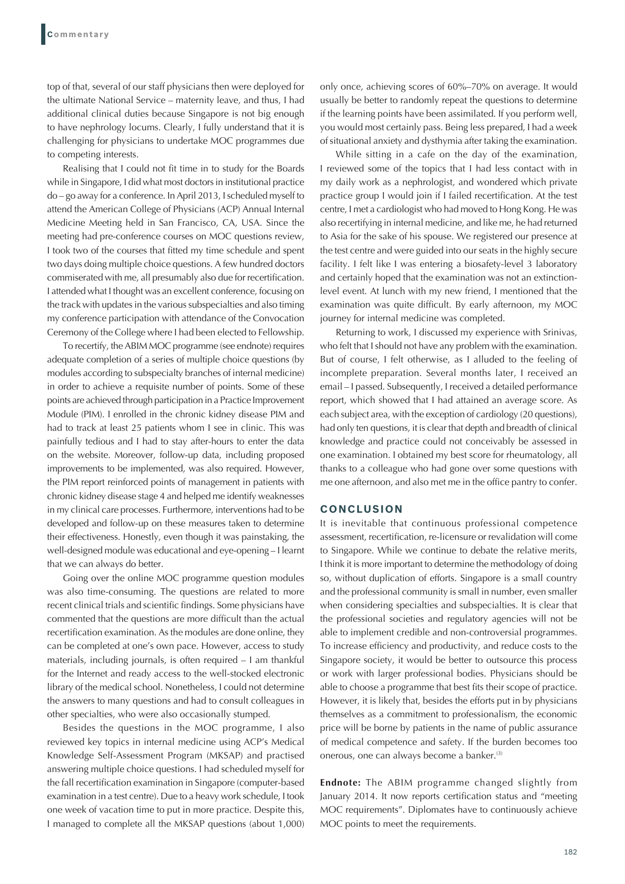top of that, several of our staff physicians then were deployed for the ultimate National Service – maternity leave, and thus, I had additional clinical duties because Singapore is not big enough to have nephrology locums. Clearly, I fully understand that it is challenging for physicians to undertake MOC programmes due to competing interests.

Realising that I could not fit time in to study for the Boards while in Singapore, I did what most doctors in institutional practice do – go away for a conference. In April 2013, I scheduled myself to attend the American College of Physicians (ACP) Annual Internal Medicine Meeting held in San Francisco, CA, USA. Since the meeting had pre-conference courses on MOC questions review, I took two of the courses that fitted my time schedule and spent two days doing multiple choice questions. A few hundred doctors commiserated with me, all presumably also due for recertification. I attended what I thought was an excellent conference, focusing on the track with updates in the various subspecialties and also timing my conference participation with attendance of the Convocation Ceremony of the College where I had been elected to Fellowship.

To recertify, the ABIM MOC programme (see endnote) requires adequate completion of a series of multiple choice questions (by modules according to subspecialty branches of internal medicine) in order to achieve a requisite number of points. Some of these points are achieved through participation in a Practice Improvement Module (PIM). I enrolled in the chronic kidney disease PIM and had to track at least 25 patients whom I see in clinic. This was painfully tedious and I had to stay after-hours to enter the data on the website. Moreover, follow-up data, including proposed improvements to be implemented, was also required. However, the PIM report reinforced points of management in patients with chronic kidney disease stage 4 and helped me identify weaknesses in my clinical care processes. Furthermore, interventions had to be developed and follow-up on these measures taken to determine their effectiveness. Honestly, even though it was painstaking, the well-designed module was educational and eye-opening – I learnt that we can always do better.

Going over the online MOC programme question modules was also time-consuming. The questions are related to more recent clinical trials and scientific findings. Some physicians have commented that the questions are more difficult than the actual recertification examination. As the modules are done online, they can be completed at one's own pace. However, access to study materials, including journals, is often required – I am thankful for the Internet and ready access to the well-stocked electronic library of the medical school. Nonetheless, I could not determine the answers to many questions and had to consult colleagues in other specialties, who were also occasionally stumped.

Besides the questions in the MOC programme, I also reviewed key topics in internal medicine using ACP's Medical Knowledge Self-Assessment Program (MKSAP) and practised answering multiple choice questions. I had scheduled myself for the fall recertification examination in Singapore (computer-based examination in a test centre). Due to a heavy work schedule, I took one week of vacation time to put in more practice. Despite this, I managed to complete all the MKSAP questions (about 1,000) only once, achieving scores of 60%–70% on average. It would usually be better to randomly repeat the questions to determine if the learning points have been assimilated. If you perform well, you would most certainly pass. Being less prepared, I had a week of situational anxiety and dysthymia after taking the examination.

While sitting in a cafe on the day of the examination, I reviewed some of the topics that I had less contact with in my daily work as a nephrologist, and wondered which private practice group I would join if I failed recertification. At the test centre, I met a cardiologist who had moved to Hong Kong. He was also recertifying in internal medicine, and like me, he had returned to Asia for the sake of his spouse. We registered our presence at the test centre and were guided into our seats in the highly secure facility. I felt like I was entering a biosafety-level 3 laboratory and certainly hoped that the examination was not an extinction-level event. At lunch with my new friend, I mentioned that the examination was quite difficult. By early afternoon, my MOC journey for internal medicine was completed.

Returning to work, I discussed my experience with Srinivas, who felt that I should not have any problem with the examination. But of course, I felt otherwise, as I alluded to the feeling of incomplete preparation. Several months later, I received an email – I passed. Subsequently, I received a detailed performance report, which showed that I had attained an average score. As each subject area, with the exception of cardiology (20 questions), had only ten questions, it is clear that depth and breadth of clinical knowledge and practice could not conceivably be assessed in one examination. I obtained my best score for rheumatology, all thanks to a colleague who had gone over some questions with me one afternoon, and also met me in the office pantry to confer.

## CONCLUSION

It is inevitable that continuous professional competence assessment, recertification, re-licensure or revalidation will come to Singapore. While we continue to debate the relative merits, I think it is more important to determine the methodology of doing so, without duplication of efforts. Singapore is a small country and the professional community is small in number, even smaller when considering specialties and subspecialties. It is clear that the professional societies and regulatory agencies will not be able to implement credible and non-controversial programmes. To increase efficiency and productivity, and reduce costs to the Singapore society, it would be better to outsource this process or work with larger professional bodies. Physicians should be able to choose a programme that best fits their scope of practice. However, it is likely that, besides the efforts put in by physicians themselves as a commitment to professionalism, the economic price will be borne by patients in the name of public assurance of medical competence and safety. If the burden becomes too onerous, one can always become a banker.[3]

**Endnote:** The ABIM programme changed slightly from January 2014. It now reports certification status and "meeting MOC requirements". Diplomates have to continuously achieve MOC points to meet the requirements.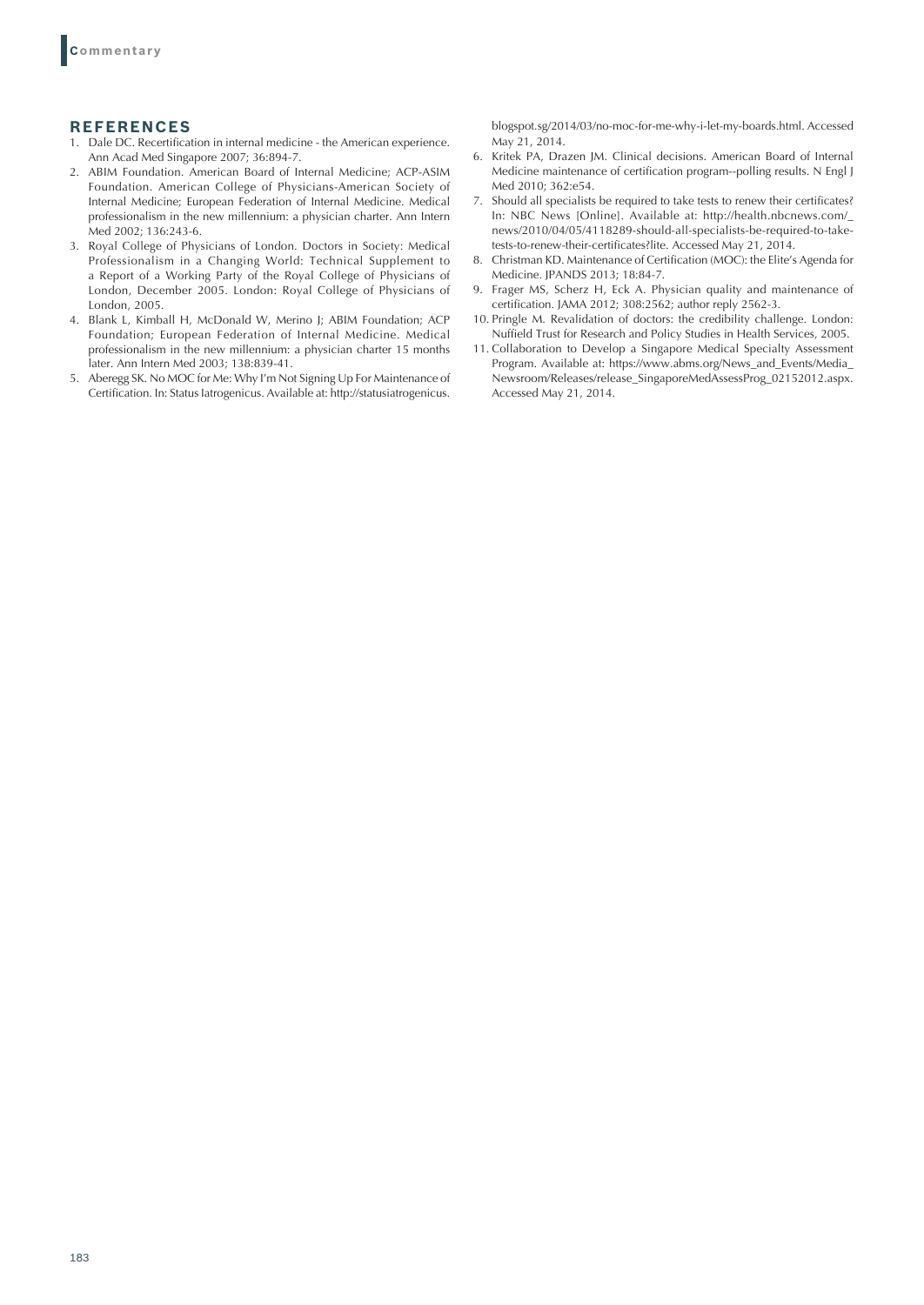## REFERENCES

1. Dale DC. Recertification in internal medicine - the American experience. Ann Acad Med Singapore 2007; 36:894-7.
2. ABIM Foundation. American Board of Internal Medicine; ACP-ASIM Foundation. American College of Physicians-American Society of Internal Medicine; European Federation of Internal Medicine. Medical professionalism in the new millennium: a physician charter. Ann Intern Med 2002; 136:243-6.
3. Royal College of Physicians of London. Doctors in Society: Medical Professionalism in a Changing World: Technical Supplement to a Report of a Working Party of the Royal College of Physicians of London, December 2005. London: Royal College of Physicians of London, 2005.
4. Blank L, Kimball H, McDonald W, Merino J; ABIM Foundation; ACP Foundation; European Federation of Internal Medicine. Medical professionalism in the new millennium: a physician charter 15 months later. Ann Intern Med 2003; 138:839-41.
5. Aberegg SK. No MOC for Me: Why I'm Not Signing Up For Maintenance of Certification. In: Status Iatrogenicus. Available at: http://statusiatrogenicus.blogspot.sg/2014/03/no-moc-for-me-why-i-let-my-boards.html. Accessed May 21, 2014.
6. Kritek PA, Drazen JM. Clinical decisions. American Board of Internal Medicine maintenance of certification program--polling results. N Engl J Med 2010; 362:e54.
7. Should all specialists be required to take tests to renew their certificates? In: NBC News [Online]. Available at: http://health.nbcnews.com/_news/2010/04/05/4118289-should-all-specialists-be-required-to-take-tests-to-renew-their-certificates?lite. Accessed May 21, 2014.
8. Christman KD. Maintenance of Certification (MOC): the Elite's Agenda for Medicine. JPANDS 2013; 18:84-7.
9. Frager MS, Scherz H, Eck A. Physician quality and maintenance of certification. JAMA 2012; 308:2562; author reply 2562-3.
10. Pringle M. Revalidation of doctors: the credibility challenge. London: Nuffield Trust for Research and Policy Studies in Health Services, 2005.
11. Collaboration to Develop a Singapore Medical Specialty Assessment Program. Available at: https://www.abms.org/News_and_Events/Media_Newsroom/Releases/release_SingaporeMedAssessProg_02152012.aspx. Accessed May 21, 2014.